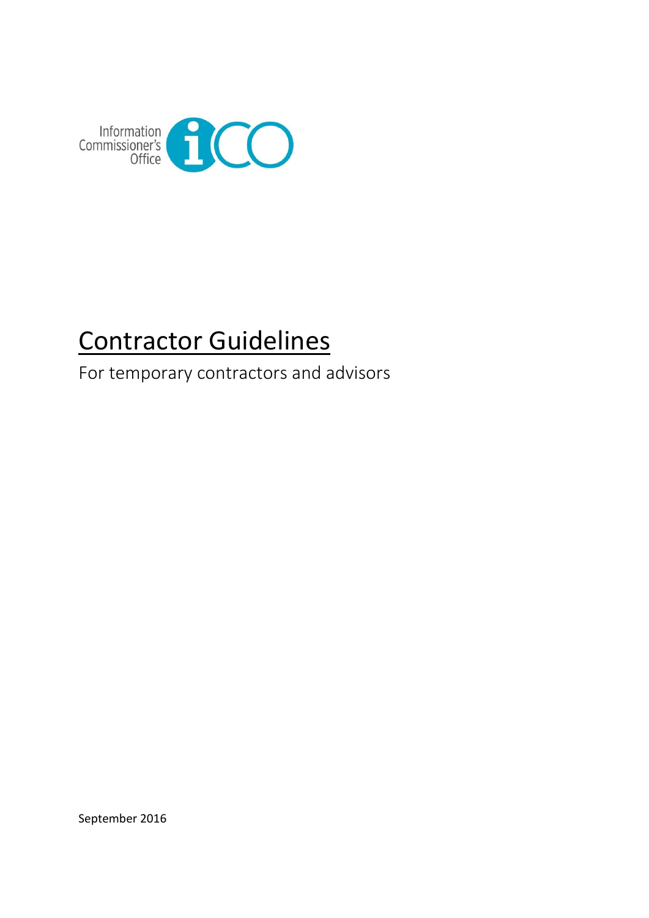Information Commissioner's Office

# Contractor Guidelines

For temporary contractors and advisors

September 2016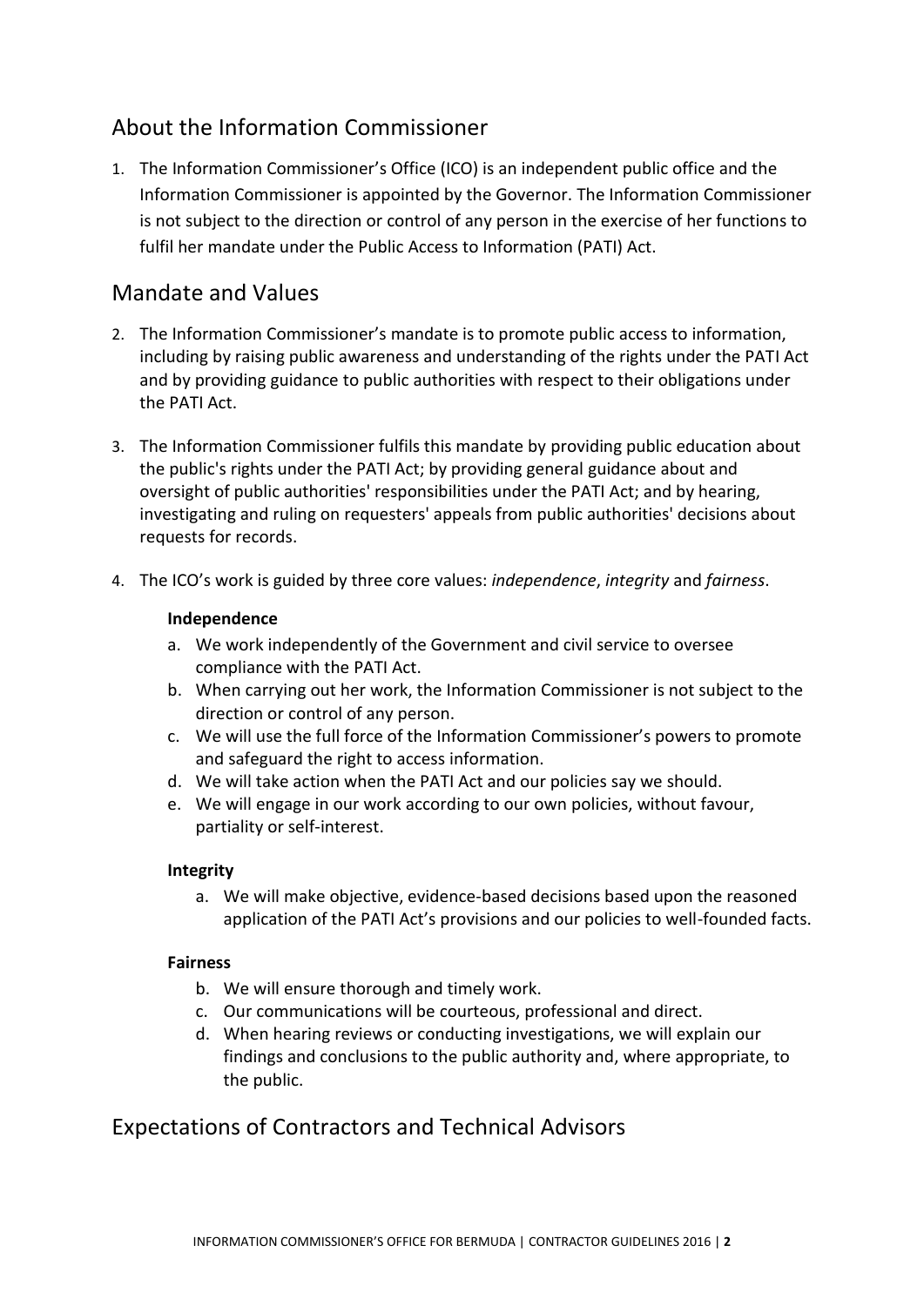## About the Information Commissioner

1. The Information Commissioner's Office (ICO) is an independent public office and the Information Commissioner is appointed by the Governor. The Information Commissioner is not subject to the direction or control of any person in the exercise of her functions to fulfil her mandate under the Public Access to Information (PATI) Act.

## Mandate and Values

2. The Information Commissioner's mandate is to promote public access to information, including by raising public awareness and understanding of the rights under the PATI Act and by providing guidance to public authorities with respect to their obligations under the PATI Act.

3. The Information Commissioner fulfils this mandate by providing public education about the public's rights under the PATI Act; by providing general guidance about and oversight of public authorities' responsibilities under the PATI Act; and by hearing, investigating and ruling on requesters' appeals from public authorities' decisions about requests for records.

4. The ICO's work is guided by three core values: *independence*, *integrity* and *fairness*.

   **Independence**

   a. We work independently of the Government and civil service to oversee compliance with the PATI Act.
   b. When carrying out her work, the Information Commissioner is not subject to the direction or control of any person.
   c. We will use the full force of the Information Commissioner's powers to promote and safeguard the right to access information.
   d. We will take action when the PATI Act and our policies say we should.
   e. We will engage in our work according to our own policies, without favour, partiality or self-interest.

   **Integrity**

   a. We will make objective, evidence-based decisions based upon the reasoned application of the PATI Act's provisions and our policies to well-founded facts.

   **Fairness**

   b. We will ensure thorough and timely work.
   c. Our communications will be courteous, professional and direct.
   d. When hearing reviews or conducting investigations, we will explain our findings and conclusions to the public authority and, where appropriate, to the public.

## Expectations of Contractors and Technical Advisors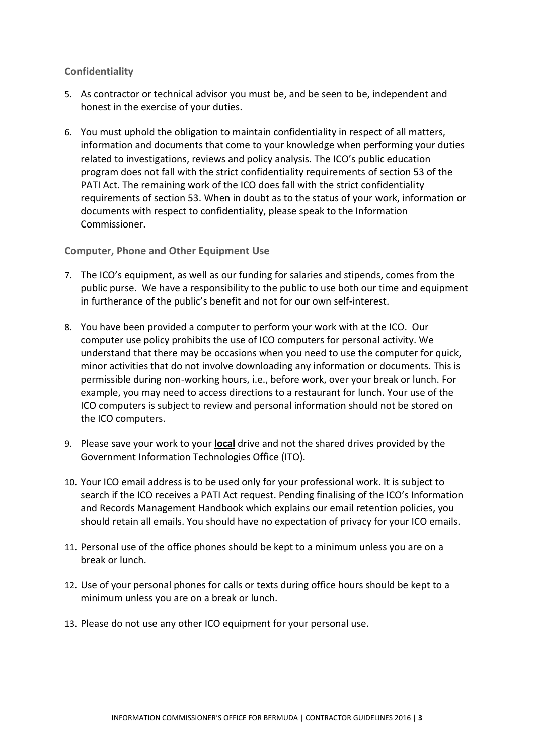## Confidentiality

5. As contractor or technical advisor you must be, and be seen to be, independent and honest in the exercise of your duties.

6. You must uphold the obligation to maintain confidentiality in respect of all matters, information and documents that come to your knowledge when performing your duties related to investigations, reviews and policy analysis. The ICO's public education program does not fall with the strict confidentiality requirements of section 53 of the PATI Act. The remaining work of the ICO does fall with the strict confidentiality requirements of section 53. When in doubt as to the status of your work, information or documents with respect to confidentiality, please speak to the Information Commissioner.

## Computer, Phone and Other Equipment Use

7. The ICO's equipment, as well as our funding for salaries and stipends, comes from the public purse. We have a responsibility to the public to use both our time and equipment in furtherance of the public's benefit and not for our own self-interest.

8. You have been provided a computer to perform your work with at the ICO. Our computer use policy prohibits the use of ICO computers for personal activity. We understand that there may be occasions when you need to use the computer for quick, minor activities that do not involve downloading any information or documents. This is permissible during non-working hours, i.e., before work, over your break or lunch. For example, you may need to access directions to a restaurant for lunch. Your use of the ICO computers is subject to review and personal information should not be stored on the ICO computers.

9. Please save your work to your **local** drive and not the shared drives provided by the Government Information Technologies Office (ITO).

10. Your ICO email address is to be used only for your professional work. It is subject to search if the ICO receives a PATI Act request. Pending finalising of the ICO's Information and Records Management Handbook which explains our email retention policies, you should retain all emails. You should have no expectation of privacy for your ICO emails.

11. Personal use of the office phones should be kept to a minimum unless you are on a break or lunch.

12. Use of your personal phones for calls or texts during office hours should be kept to a minimum unless you are on a break or lunch.

13. Please do not use any other ICO equipment for your personal use.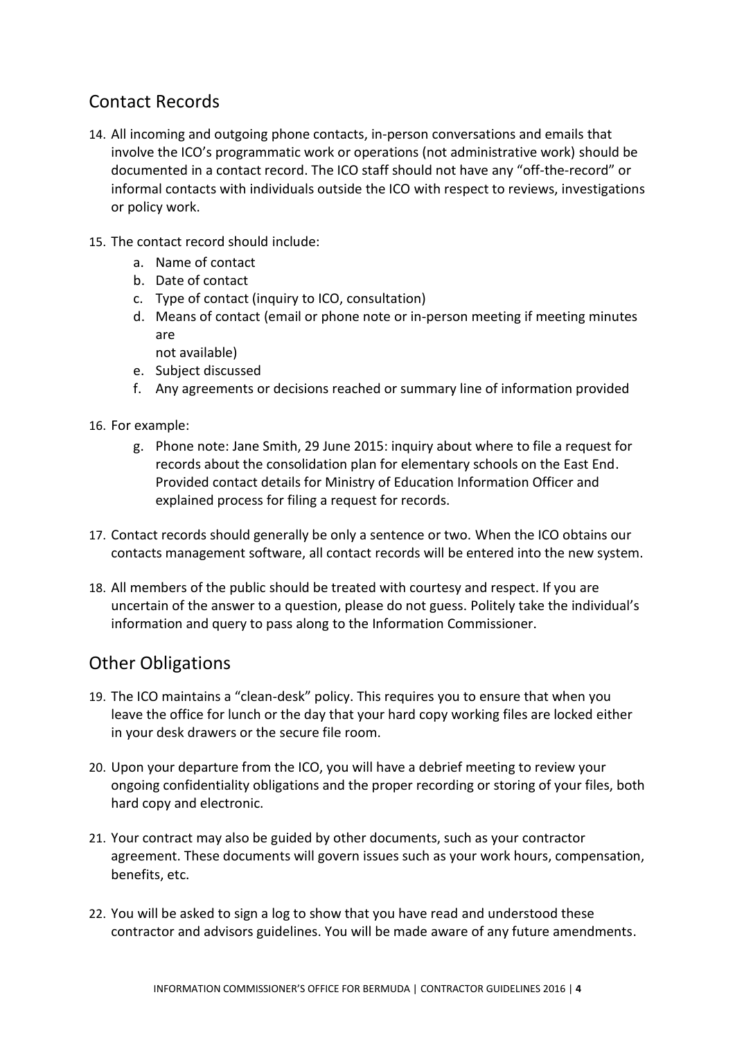## Contact Records

14. All incoming and outgoing phone contacts, in-person conversations and emails that involve the ICO's programmatic work or operations (not administrative work) should be documented in a contact record. The ICO staff should not have any "off-the-record" or informal contacts with individuals outside the ICO with respect to reviews, investigations or policy work.

15. The contact record should include:
    a. Name of contact
    b. Date of contact
    c. Type of contact (inquiry to ICO, consultation)
    d. Means of contact (email or phone note or in-person meeting if meeting minutes are
       not available)
    e. Subject discussed
    f. Any agreements or decisions reached or summary line of information provided

16. For example:
    g. Phone note: Jane Smith, 29 June 2015: inquiry about where to file a request for records about the consolidation plan for elementary schools on the East End. Provided contact details for Ministry of Education Information Officer and explained process for filing a request for records.

17. Contact records should generally be only a sentence or two. When the ICO obtains our contacts management software, all contact records will be entered into the new system.

18. All members of the public should be treated with courtesy and respect. If you are uncertain of the answer to a question, please do not guess. Politely take the individual's information and query to pass along to the Information Commissioner.

## Other Obligations

19. The ICO maintains a "clean-desk" policy. This requires you to ensure that when you leave the office for lunch or the day that your hard copy working files are locked either in your desk drawers or the secure file room.

20. Upon your departure from the ICO, you will have a debrief meeting to review your ongoing confidentiality obligations and the proper recording or storing of your files, both hard copy and electronic.

21. Your contract may also be guided by other documents, such as your contractor agreement. These documents will govern issues such as your work hours, compensation, benefits, etc.

22. You will be asked to sign a log to show that you have read and understood these contractor and advisors guidelines. You will be made aware of any future amendments.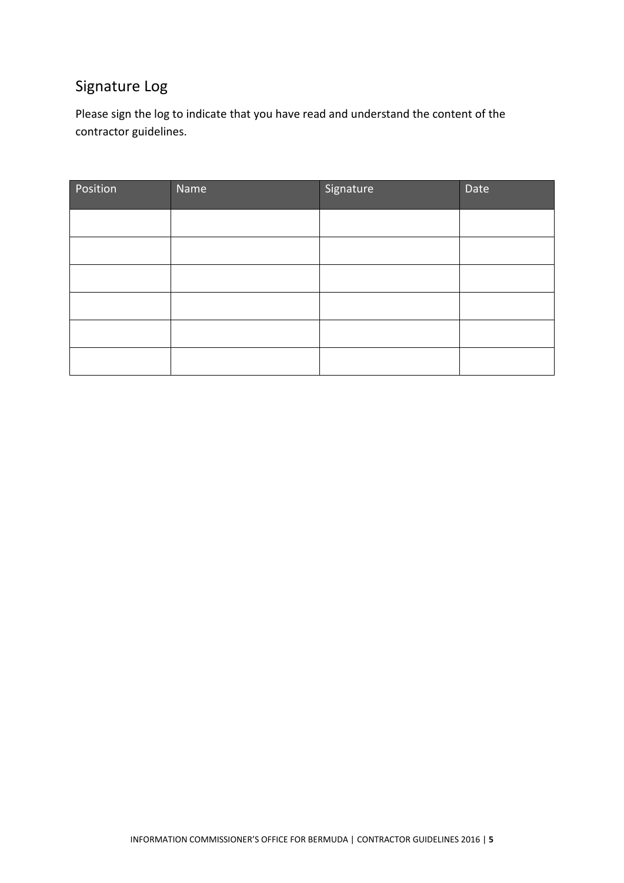## Signature Log

Please sign the log to indicate that you have read and understand the content of the contractor guidelines.

| Position | Name | Signature | Date |
|---|---|---|---|
| | | | |
| | | | |
| | | | |
| | | | |
| | | | |
| | | | |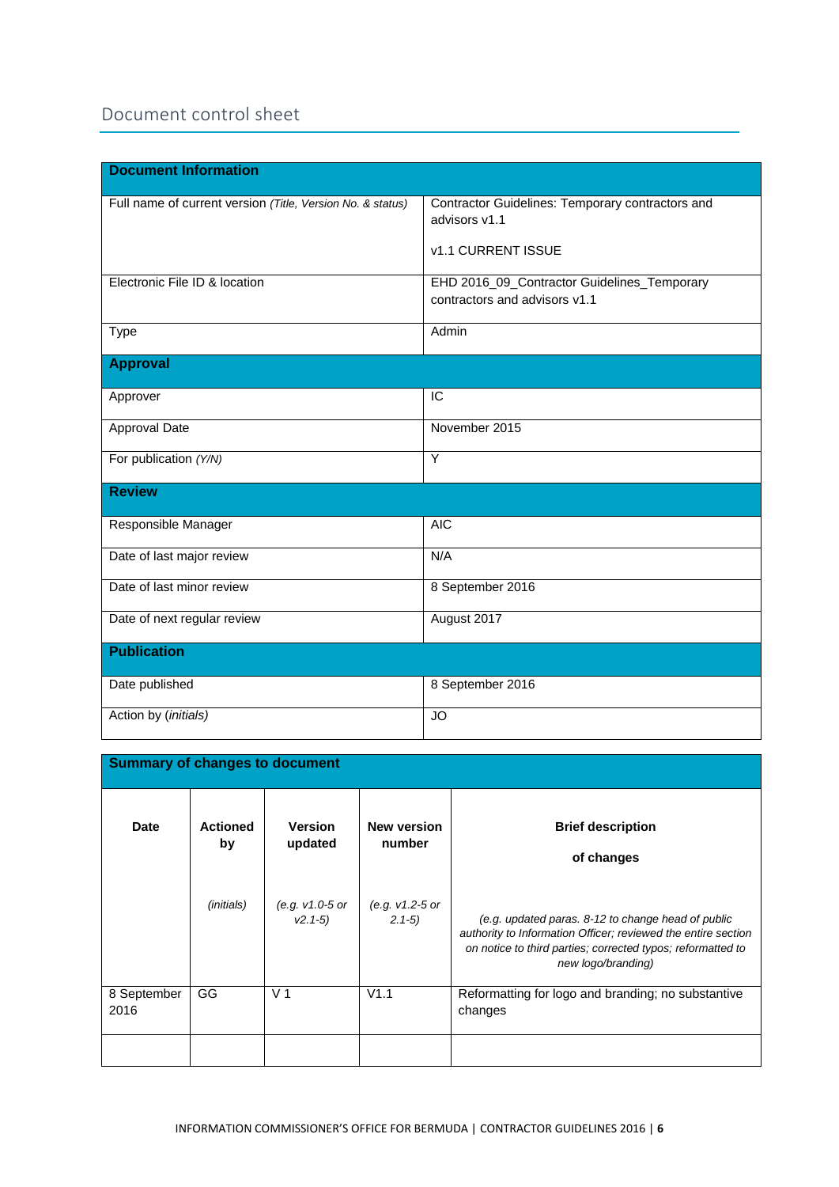## Document control sheet

| Document Information | |
|---|---|
| Full name of current version *(Title, Version No. & status)* | Contractor Guidelines: Temporary contractors and advisors v1.1<br><br>v1.1 CURRENT ISSUE |
| Electronic File ID & location | EHD 2016_09_Contractor Guidelines_Temporary contractors and advisors v1.1 |
| Type | Admin |
| **Approval** | |
| Approver | IC |
| Approval Date | November 2015 |
| For publication *(Y/N)* | Y |
| **Review** | |
| Responsible Manager | AIC |
| Date of last major review | N/A |
| Date of last minor review | 8 September 2016 |
| Date of next regular review | August 2017 |
| **Publication** | |
| Date published | 8 September 2016 |
| Action by *(initials)* | JO |

| Summary of changes to document | | | | |
|---|---|---|---|---|
| **Date** | **Actioned by**<br><br>*(initials)* | **Version updated**<br><br>*(e.g. v1.0-5 or v2.1-5)* | **New version number**<br><br>*(e.g. v1.2-5 or 2.1-5)* | **Brief description of changes**<br><br>*(e.g. updated paras. 8-12 to change head of public authority to Information Officer; reviewed the entire section on notice to third parties; corrected typos; reformatted to new logo/branding)* |
| 8 September 2016 | GG | V 1 | V1.1 | Reformatting for logo and branding; no substantive changes |
| | | | | |